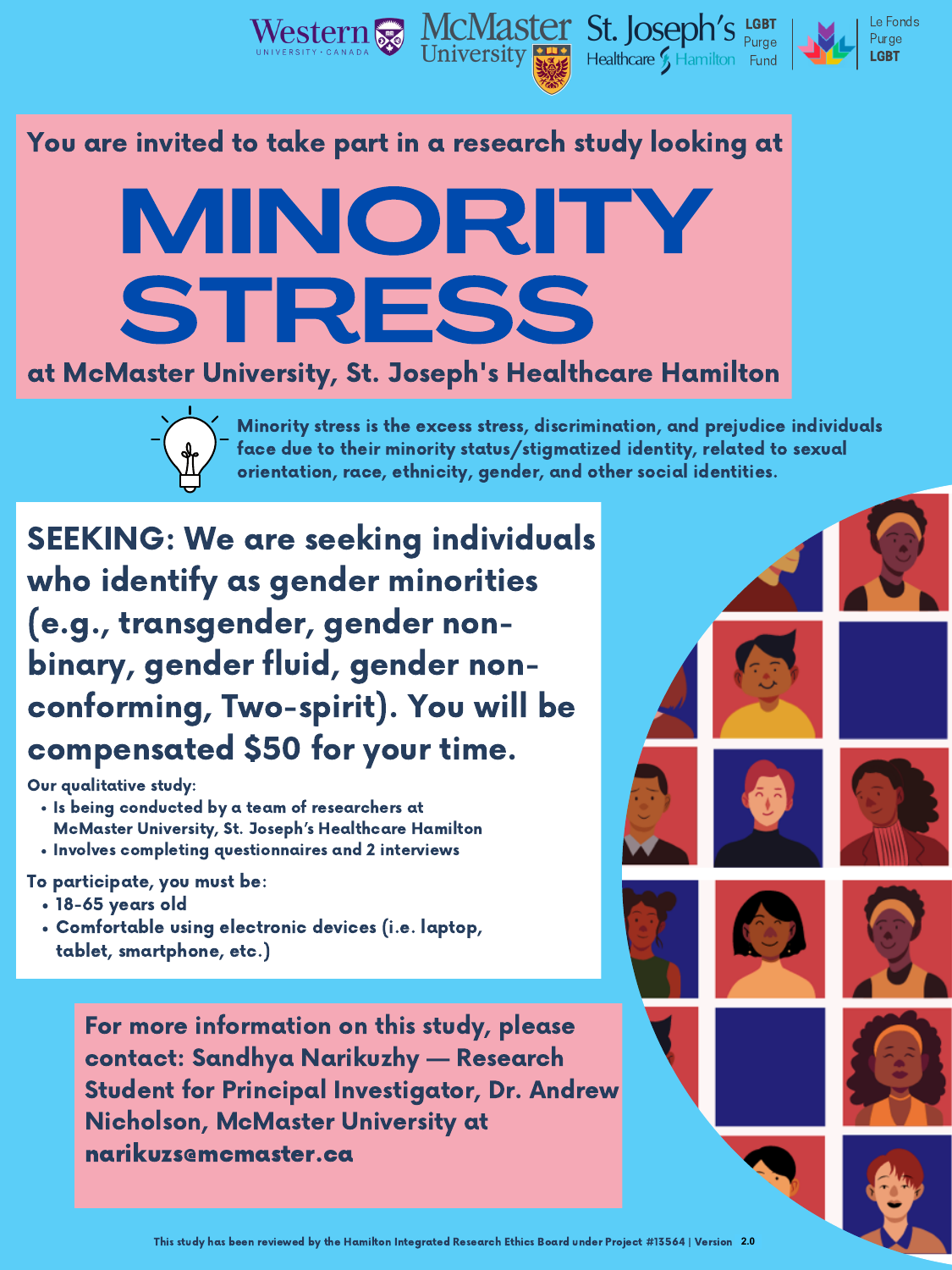Western University · Canada | McMaster University | St. Joseph's Healthcare Hamilton | LGBT Purge Fund | Le Fonds Purge LGBT

You are invited to take part in a research study looking at

# MINORITY STRESS

at McMaster University, St. Joseph's Healthcare Hamilton

Minority stress is the excess stress, discrimination, and prejudice individuals face due to their minority status/stigmatized identity, related to sexual orientation, race, ethnicity, gender, and other social identities.

## SEEKING: We are seeking individuals who identify as gender minorities (e.g., transgender, gender non-binary, gender fluid, gender non-conforming, Two-spirit). You will be compensated $50 for your time.

Our qualitative study:

- Is being conducted by a team of researchers at McMaster University, St. Joseph's Healthcare Hamilton
- Involves completing questionnaires and 2 interviews

To participate, you must be:

- 18-65 years old
- Comfortable using electronic devices (i.e. laptop, tablet, smartphone, etc.)

For more information on this study, please contact: Sandhya Narikuzhy — Research Student for Principal Investigator, Dr. Andrew Nicholson, McMaster University at narikuzs@mcmaster.ca

This study has been reviewed by the Hamilton Integrated Research Ethics Board under Project #13564 | Version 2.0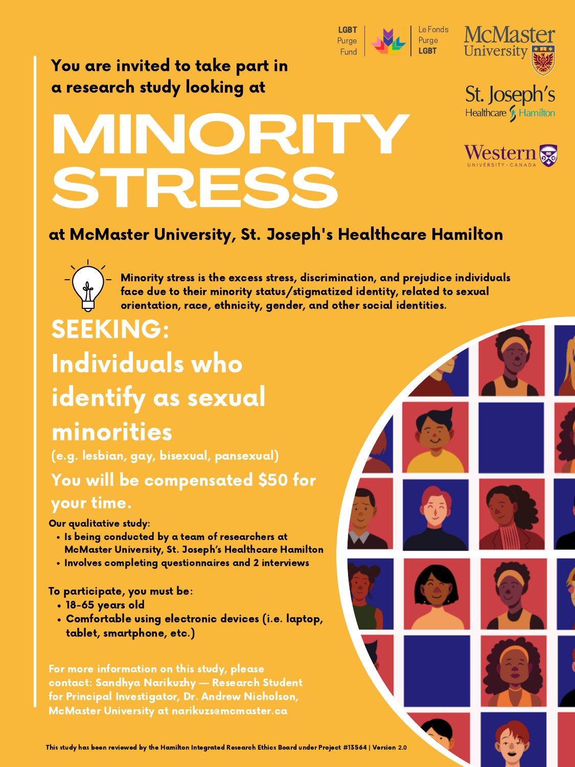LGBT Purge Fund | Le Fonds Purge LGBT

McMaster University

St. Joseph's Healthcare Hamilton

Western University · Canada

You are invited to take part in a research study looking at

# MINORITY STRESS

**at McMaster University, St. Joseph's Healthcare Hamilton**

**Minority stress is the excess stress, discrimination, and prejudice individuals face due to their minority status/stigmatized identity, related to sexual orientation, race, ethnicity, gender, and other social identities.**

## SEEKING:

## Individuals who identify as sexual minorities

**(e.g. lesbian, gay, bisexual, pansexual)**

**You will be compensated $50 for your time.**

**Our qualitative study:**

- Is being conducted by a team of researchers at McMaster University, St. Joseph's Healthcare Hamilton
- Involves completing questionnaires and 2 interviews

**To participate, you must be:**

- 18-65 years old
- Comfortable using electronic devices (i.e. laptop, tablet, smartphone, etc.)

**For more information on this study, please contact: Sandhya Narikuzhy — Research Student for Principal Investigator, Dr. Andrew Nicholson, McMaster University at narikuzs@mcmaster.ca**

This study has been reviewed by the Hamilton Integrated Research Ethics Board under Project #13564 | Version 2.0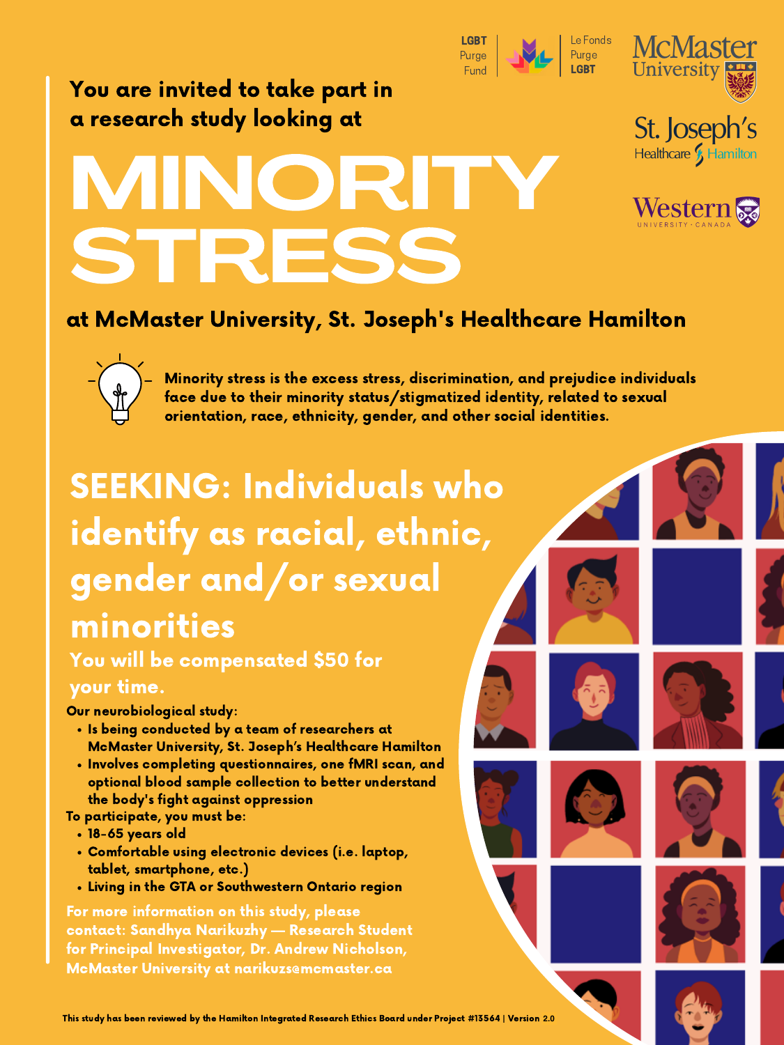LGBT Purge Fund | Le Fonds Purge LGBT

McMaster University

St. Joseph's Healthcare Hamilton

Western University · Canada

You are invited to take part in a research study looking at

# MINORITY STRESS

## at McMaster University, St. Joseph's Healthcare Hamilton

**Minority stress is the excess stress, discrimination, and prejudice individuals face due to their minority status/stigmatized identity, related to sexual orientation, race, ethnicity, gender, and other social identities.**

## SEEKING: Individuals who identify as racial, ethnic, gender and/or sexual minorities

**You will be compensated $50 for your time.**

**Our neurobiological study:**

- Is being conducted by a team of researchers at McMaster University, St. Joseph's Healthcare Hamilton
- Involves completing questionnaires, one fMRI scan, and optional blood sample collection to better understand the body's fight against oppression

**To participate, you must be:**

- 18-65 years old
- Comfortable using electronic devices (i.e. laptop, tablet, smartphone, etc.)
- Living in the GTA or Southwestern Ontario region

**For more information on this study, please contact: Sandhya Narikuzhy — Research Student for Principal Investigator, Dr. Andrew Nicholson, McMaster University at narikuzs@mcmaster.ca**

This study has been reviewed by the Hamilton Integrated Research Ethics Board under Project #13564 | Version 2.0